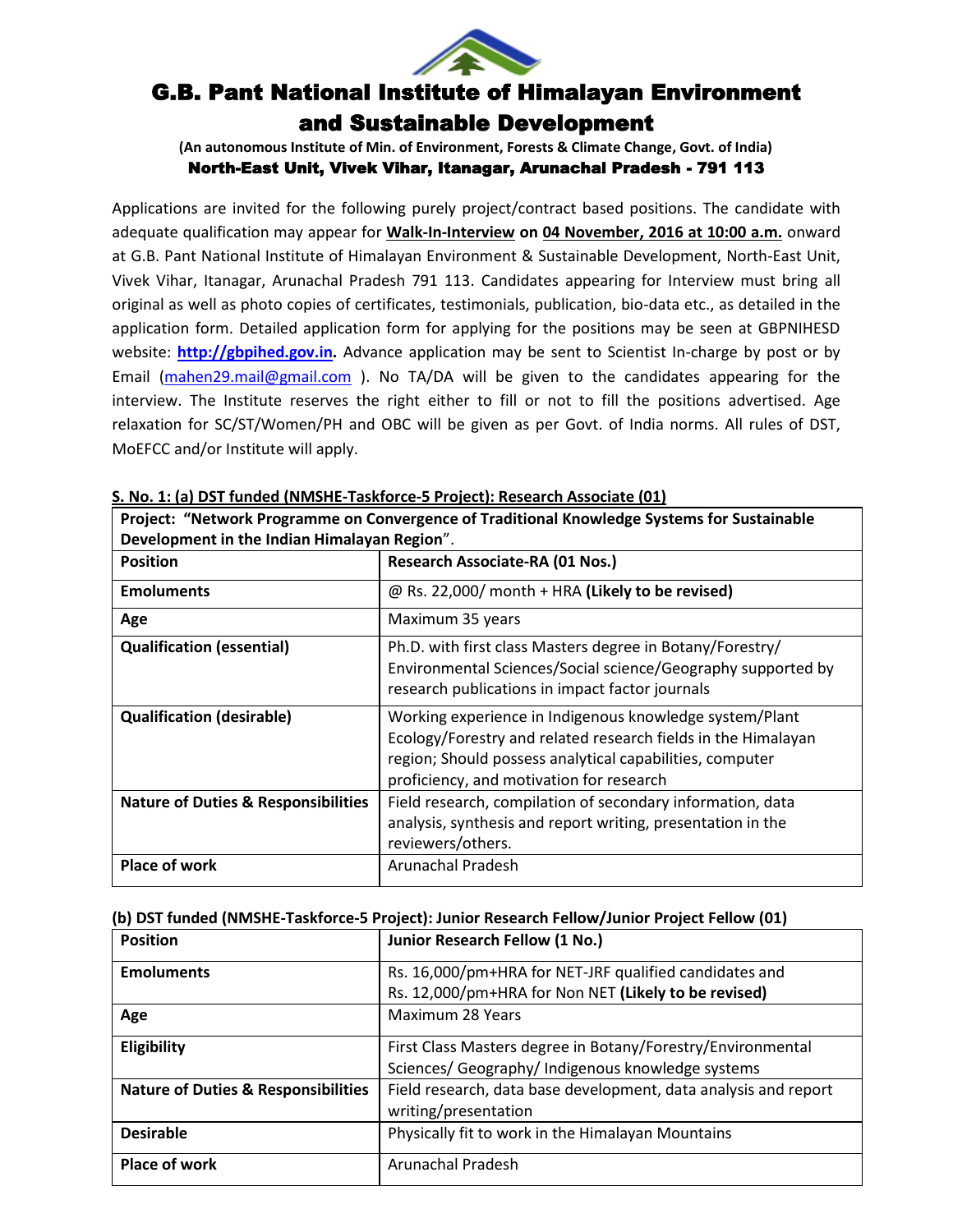# G.B. Pant National Institute of Himalayan Environment and Sustainable Development

**(An autonomous Institute of Min. of Environment, Forests & Climate Change, Govt. of India)**

**North-East Unit, Vivek Vihar, Itanagar, Arunachal Pradesh - 791 113**

Applications are invited for the following purely project/contract based positions. The candidate with adequate qualification may appear for **Walk-In-Interview on 04 November, 2016 at 10:00 a.m.** onward at G.B. Pant National Institute of Himalayan Environment & Sustainable Development, North-East Unit, Vivek Vihar, Itanagar, Arunachal Pradesh 791 113. Candidates appearing for Interview must bring all original as well as photo copies of certificates, testimonials, publication, bio-data etc., as detailed in the application form. Detailed application form for applying for the positions may be seen at GBPNIHESD website: **http://gbpihed.gov.in.** Advance application may be sent to Scientist In-charge by post or by Email (mahen29.mail@gmail.com ). No TA/DA will be given to the candidates appearing for the interview. The Institute reserves the right either to fill or not to fill the positions advertised. Age relaxation for SC/ST/Women/PH and OBC will be given as per Govt. of India norms. All rules of DST, MoEFCC and/or Institute will apply.

**S. No. 1: (a) DST funded (NMSHE-Taskforce-5 Project): Research Associate (01)**

| **Project: "Network Programme on Convergence of Traditional Knowledge Systems for Sustainable Development in the Indian Himalayan Region".** | |
|---|---|
| **Position** | **Research Associate-RA (01 Nos.)** |
| **Emoluments** | @ Rs. 22,000/ month + HRA **(Likely to be revised)** |
| **Age** | Maximum 35 years |
| **Qualification (essential)** | Ph.D. with first class Masters degree in Botany/Forestry/ Environmental Sciences/Social science/Geography supported by research publications in impact factor journals |
| **Qualification (desirable)** | Working experience in Indigenous knowledge system/Plant Ecology/Forestry and related research fields in the Himalayan region; Should possess analytical capabilities, computer proficiency, and motivation for research |
| **Nature of Duties & Responsibilities** | Field research, compilation of secondary information, data analysis, synthesis and report writing, presentation in the reviewers/others. |
| **Place of work** | Arunachal Pradesh |

**(b) DST funded (NMSHE-Taskforce-5 Project): Junior Research Fellow/Junior Project Fellow (01)**

| **Position** | **Junior Research Fellow (1 No.)** |
|---|---|
| **Emoluments** | Rs. 16,000/pm+HRA for NET-JRF qualified candidates and Rs. 12,000/pm+HRA for Non NET **(Likely to be revised)** |
| **Age** | Maximum 28 Years |
| **Eligibility** | First Class Masters degree in Botany/Forestry/Environmental Sciences/ Geography/ Indigenous knowledge systems |
| **Nature of Duties & Responsibilities** | Field research, data base development, data analysis and report writing/presentation |
| **Desirable** | Physically fit to work in the Himalayan Mountains |
| **Place of work** | Arunachal Pradesh |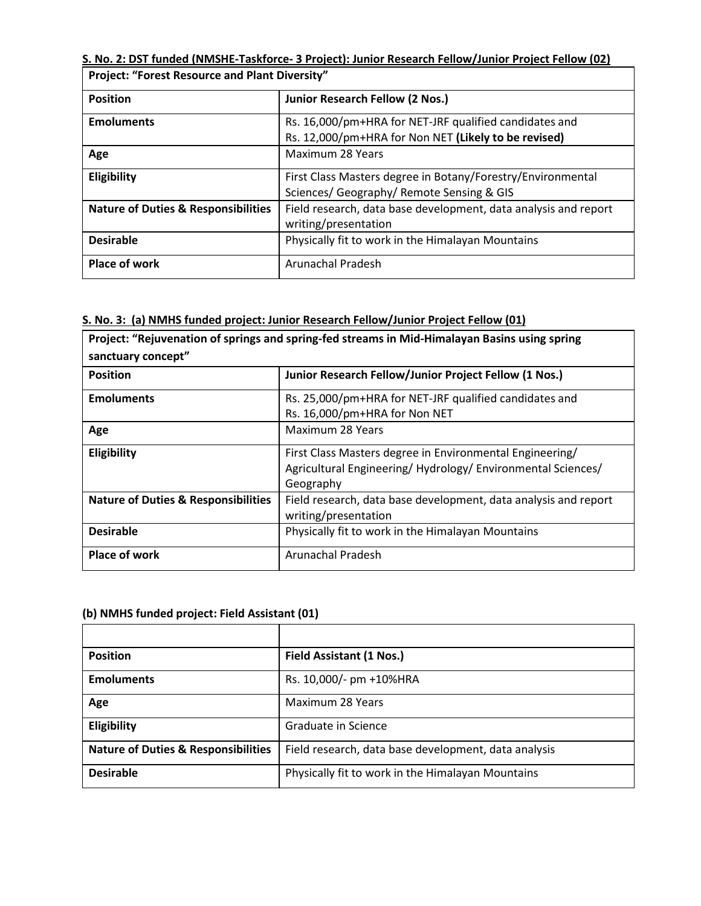**S. No. 2: DST funded (NMSHE-Taskforce- 3 Project): Junior Research Fellow/Junior Project Fellow (02)**

| **Project: "Forest Resource and Plant Diversity"** | |
|---|---|
| **Position** | **Junior Research Fellow (2 Nos.)** |
| **Emoluments** | Rs. 16,000/pm+HRA for NET-JRF qualified candidates and Rs. 12,000/pm+HRA for Non NET **(Likely to be revised)** |
| **Age** | Maximum 28 Years |
| **Eligibility** | First Class Masters degree in Botany/Forestry/Environmental Sciences/ Geography/ Remote Sensing & GIS |
| **Nature of Duties & Responsibilities** | Field research, data base development, data analysis and report writing/presentation |
| **Desirable** | Physically fit to work in the Himalayan Mountains |
| **Place of work** | Arunachal Pradesh |

**S. No. 3: (a) NMHS funded project: Junior Research Fellow/Junior Project Fellow (01)**

| **Project: "Rejuvenation of springs and spring-fed streams in Mid-Himalayan Basins using spring sanctuary concept"** | |
|---|---|
| **Position** | **Junior Research Fellow/Junior Project Fellow (1 Nos.)** |
| **Emoluments** | Rs. 25,000/pm+HRA for NET-JRF qualified candidates and Rs. 16,000/pm+HRA for Non NET |
| **Age** | Maximum 28 Years |
| **Eligibility** | First Class Masters degree in Environmental Engineering/ Agricultural Engineering/ Hydrology/ Environmental Sciences/ Geography |
| **Nature of Duties & Responsibilities** | Field research, data base development, data analysis and report writing/presentation |
| **Desirable** | Physically fit to work in the Himalayan Mountains |
| **Place of work** | Arunachal Pradesh |

**(b) NMHS funded project: Field Assistant (01)**

| | |
|---|---|
| **Position** | **Field Assistant (1 Nos.)** |
| **Emoluments** | Rs. 10,000/- pm +10%HRA |
| **Age** | Maximum 28 Years |
| **Eligibility** | Graduate in Science |
| **Nature of Duties & Responsibilities** | Field research, data base development, data analysis |
| **Desirable** | Physically fit to work in the Himalayan Mountains |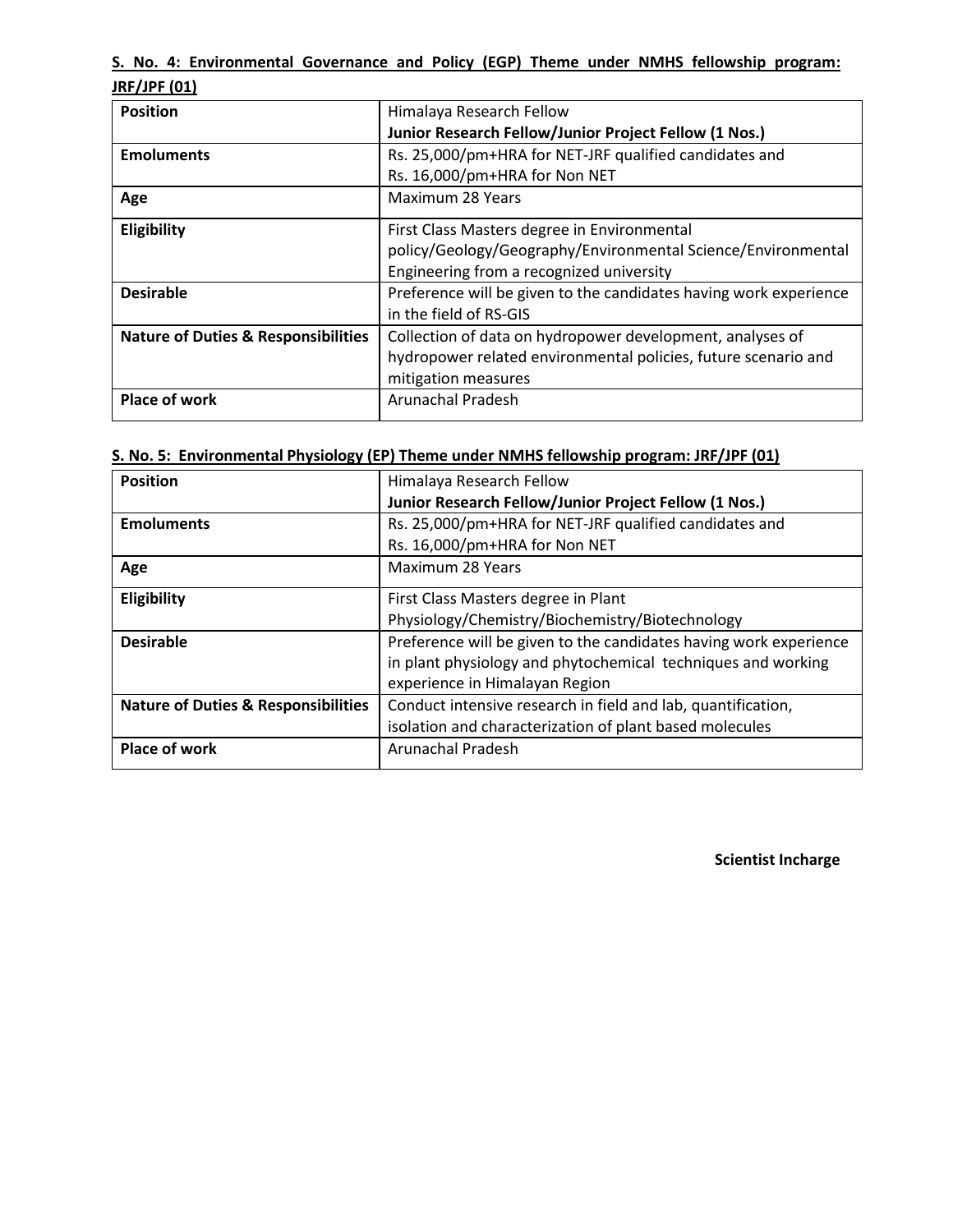**S. No. 4: Environmental Governance and Policy (EGP) Theme under NMHS fellowship program: JRF/JPF (01)**

| **Position** | Himalaya Research Fellow<br>**Junior Research Fellow/Junior Project Fellow (1 Nos.)** |
| --- | --- |
| **Emoluments** | Rs. 25,000/pm+HRA for NET-JRF qualified candidates and<br>Rs. 16,000/pm+HRA for Non NET |
| **Age** | Maximum 28 Years |
| **Eligibility** | First Class Masters degree in Environmental policy/Geology/Geography/Environmental Science/Environmental Engineering from a recognized university |
| **Desirable** | Preference will be given to the candidates having work experience in the field of RS-GIS |
| **Nature of Duties & Responsibilities** | Collection of data on hydropower development, analyses of hydropower related environmental policies, future scenario and mitigation measures |
| **Place of work** | Arunachal Pradesh |

**S. No. 5: Environmental Physiology (EP) Theme under NMHS fellowship program: JRF/JPF (01)**

| **Position** | Himalaya Research Fellow<br>**Junior Research Fellow/Junior Project Fellow (1 Nos.)** |
| --- | --- |
| **Emoluments** | Rs. 25,000/pm+HRA for NET-JRF qualified candidates and<br>Rs. 16,000/pm+HRA for Non NET |
| **Age** | Maximum 28 Years |
| **Eligibility** | First Class Masters degree in Plant Physiology/Chemistry/Biochemistry/Biotechnology |
| **Desirable** | Preference will be given to the candidates having work experience in plant physiology and phytochemical techniques and working experience in Himalayan Region |
| **Nature of Duties & Responsibilities** | Conduct intensive research in field and lab, quantification, isolation and characterization of plant based molecules |
| **Place of work** | Arunachal Pradesh |

**Scientist Incharge**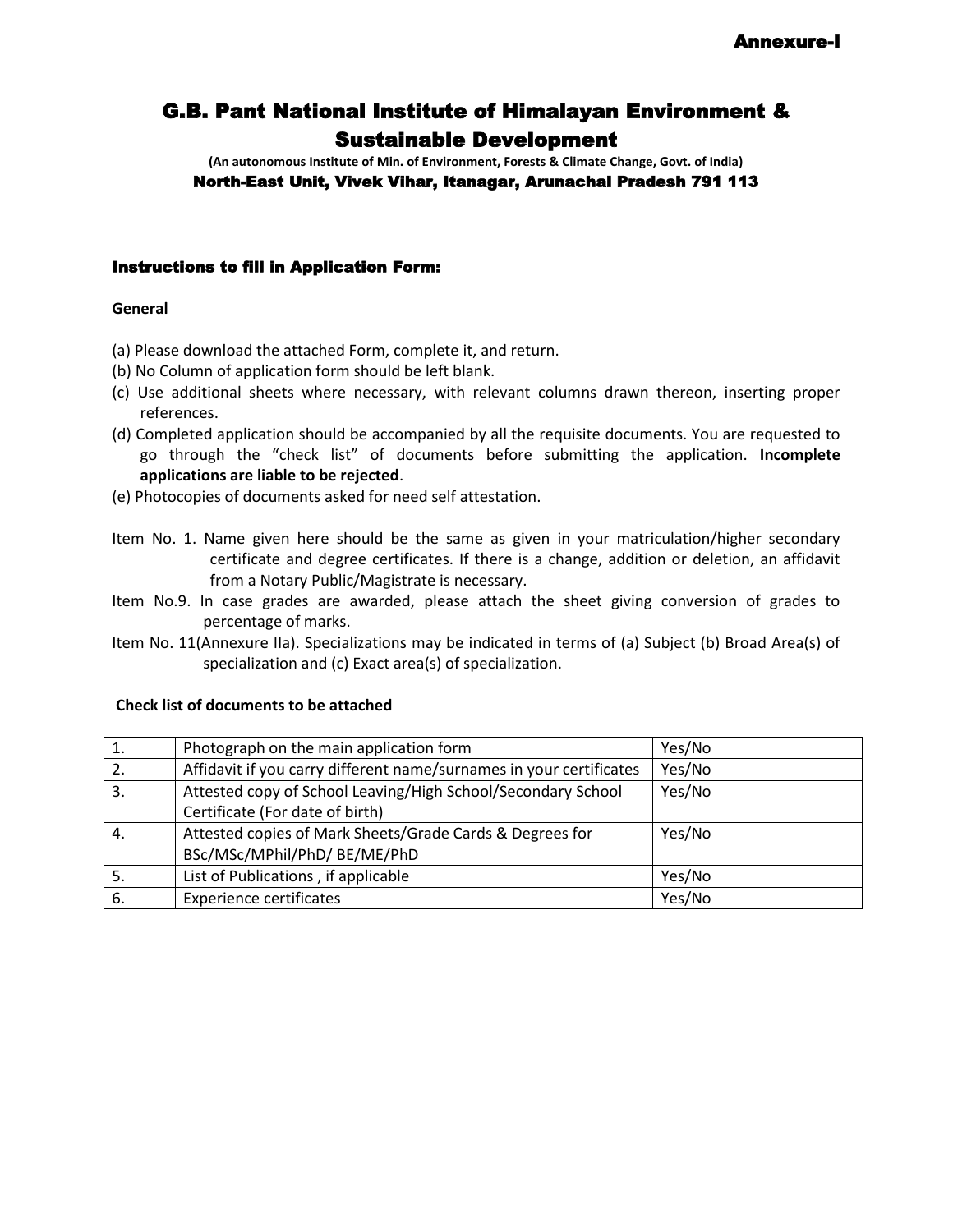Annexure-I

# G.B. Pant National Institute of Himalayan Environment & Sustainable Development

**(An autonomous Institute of Min. of Environment, Forests & Climate Change, Govt. of India)**

**North-East Unit, Vivek Vihar, Itanagar, Arunachal Pradesh 791 113**

## Instructions to fill in Application Form:

### General

(a) Please download the attached Form, complete it, and return.
(b) No Column of application form should be left blank.
(c) Use additional sheets where necessary, with relevant columns drawn thereon, inserting proper references.
(d) Completed application should be accompanied by all the requisite documents. You are requested to go through the "check list" of documents before submitting the application. **Incomplete applications are liable to be rejected**.
(e) Photocopies of documents asked for need self attestation.

Item No. 1. Name given here should be the same as given in your matriculation/higher secondary certificate and degree certificates. If there is a change, addition or deletion, an affidavit from a Notary Public/Magistrate is necessary.

Item No.9. In case grades are awarded, please attach the sheet giving conversion of grades to percentage of marks.

Item No. 11(Annexure IIa). Specializations may be indicated in terms of (a) Subject (b) Broad Area(s) of specialization and (c) Exact area(s) of specialization.

### Check list of documents to be attached

| | | |
|---|---|---|
| 1. | Photograph on the main application form | Yes/No |
| 2. | Affidavit if you carry different name/surnames in your certificates | Yes/No |
| 3. | Attested copy of School Leaving/High School/Secondary School Certificate (For date of birth) | Yes/No |
| 4. | Attested copies of Mark Sheets/Grade Cards & Degrees for BSc/MSc/MPhil/PhD/ BE/ME/PhD | Yes/No |
| 5. | List of Publications , if applicable | Yes/No |
| 6. | Experience certificates | Yes/No |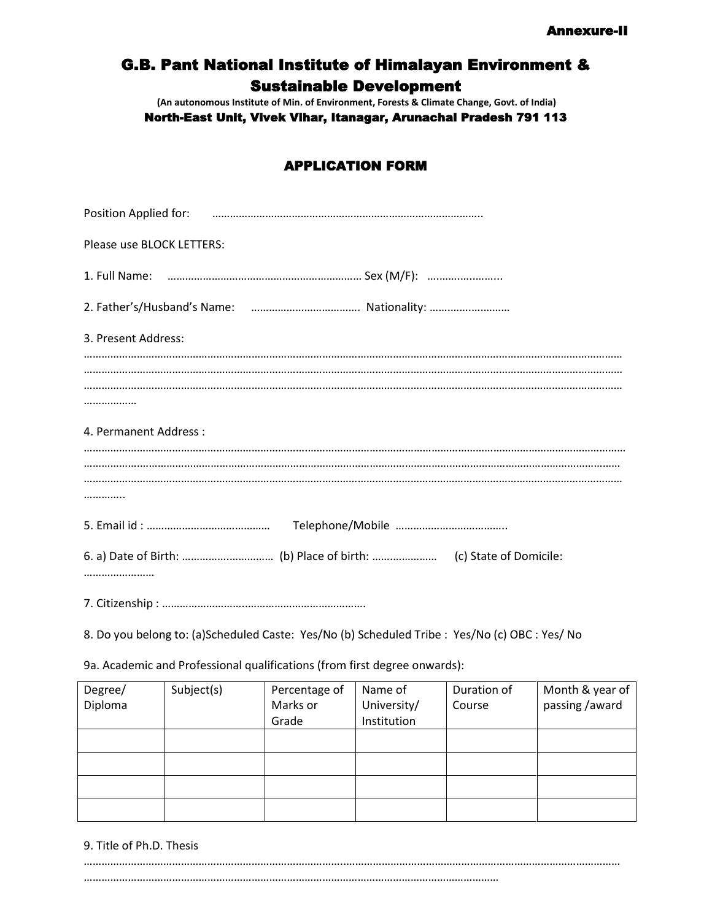**Annexure-II**

# G.B. Pant National Institute of Himalayan Environment & Sustainable Development

**(An autonomous Institute of Min. of Environment, Forests & Climate Change, Govt. of India)**

**North-East Unit, Vivek Vihar, Itanagar, Arunachal Pradesh 791 113**

## APPLICATION FORM

Position Applied for: ………………………………………………………………………………..

Please use BLOCK LETTERS:

1. Full Name: ………………………………………………………… Sex (M/F): …………………..

2. Father's/Husband's Name: ………………………………. Nationality: ………………………

3. Present Address:
………………………………………………………………………………………………………………………………………………
………………………………………………………………………………………………………………………………………………
………………………………………………………………………………………………………………………………………………
………………

4. Permanent Address :
………………………………………………………………………………………………………………………………………………
………………………………………………………………………………………………………………………………………………
………………………………………………………………………………………………………………………………………………
…………..

5. Email id : …………………………………… Telephone/Mobile ………………………………..

6. a) Date of Birth: ………………………… (b) Place of birth: ………………… (c) State of Domicile: ……………………

7. Citizenship : ……………………………………………………………….

8. Do you belong to: (a)Scheduled Caste: Yes/No (b) Scheduled Tribe : Yes/No (c) OBC : Yes/ No

9a. Academic and Professional qualifications (from first degree onwards):

| Degree/ Diploma | Subject(s) | Percentage of Marks or Grade | Name of University/ Institution | Duration of Course | Month & year of passing /award |
|---|---|---|---|---|---|
| | | | | | |
| | | | | | |
| | | | | | |
| | | | | | |

9. Title of Ph.D. Thesis
………………………………………………………………………………………………………………………………………………
……………………………………………………………………………………………………………………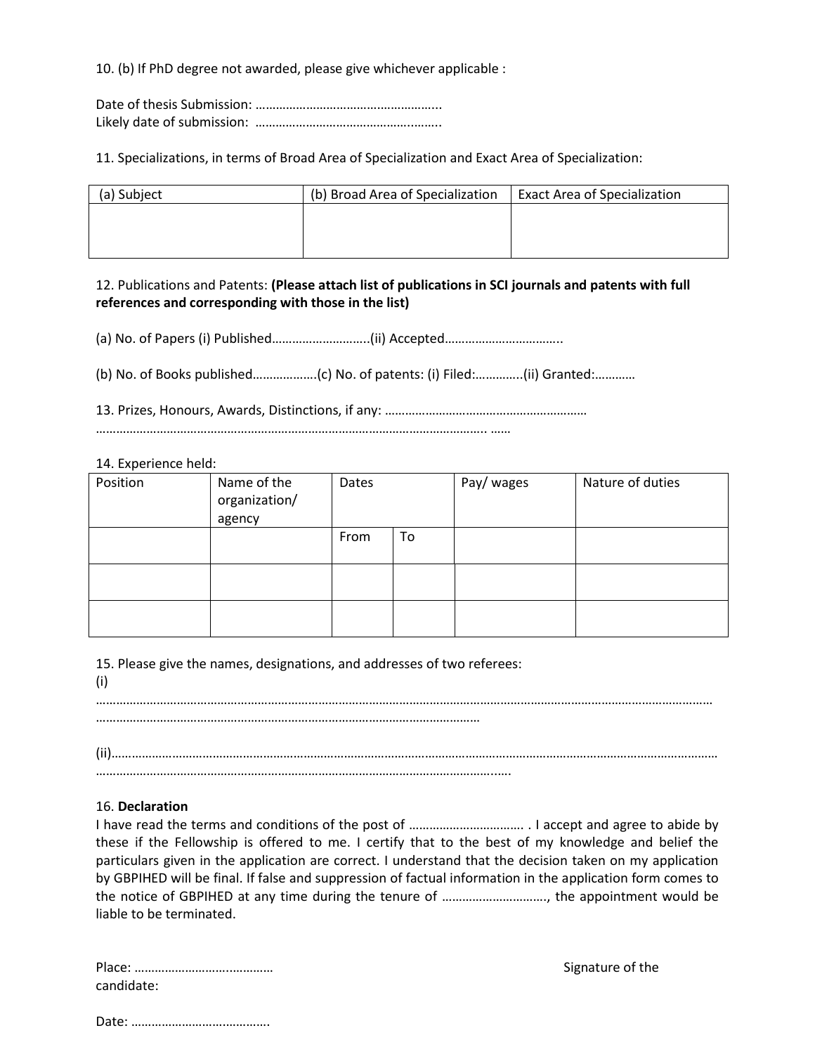10. (b) If PhD degree not awarded, please give whichever applicable :

Date of thesis Submission: ………………………………………………..
Likely date of submission: ……………………………………………..……..

11. Specializations, in terms of Broad Area of Specialization and Exact Area of Specialization:

| (a) Subject | (b) Broad Area of Specialization | Exact Area of Specialization |
|---|---|---|
| | | |

12. Publications and Patents: **(Please attach list of publications in SCI journals and patents with full references and corresponding with those in the list)**

(a) No. of Papers (i) Published………………………..(ii) Accepted……………………………..

(b) No. of Books published………………(c) No. of patents: (i) Filed:…………..(ii) Granted:…………

13. Prizes, Honours, Awards, Distinctions, if any: ……………………………………………………
……………………………………………………………………………………………………….. ……

14. Experience held:

| Position | Name of the organization/ agency | Dates | | Pay/ wages | Nature of duties |
|---|---|---|---|---|---|
| | | From | To | | |
| | | | | | |
| | | | | | |

15. Please give the names, designations, and addresses of two referees:
(i)
……………………………………………………………………………………………………………………………………………………
……………………………………………………………………………………………………

(ii)……………………………………………………………………………………………………………………………………………………
…………………………………………………………………………………………………………......

16. **Declaration**
I have read the terms and conditions of the post of ……………………………. . I accept and agree to abide by these if the Fellowship is offered to me. I certify that to the best of my knowledge and belief the particulars given in the application are correct. I understand that the decision taken on my application by GBPIHED will be final. If false and suppression of factual information in the application form comes to the notice of GBPIHED at any time during the tenure of …………………………., the appointment would be liable to be terminated.

Place: …………………….…………
Signature of the candidate:

Date: ………………………………….